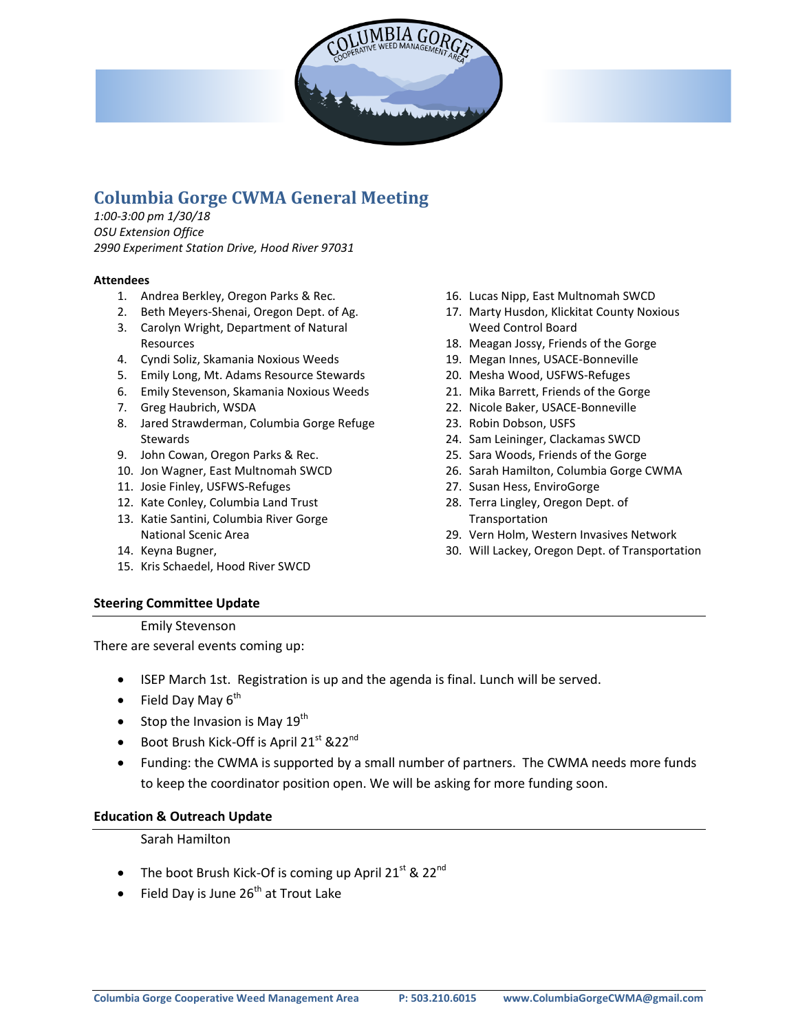# Columbia Gorge CWMA General Meeting

*1:00-3:00 pm 1/30/18*
*OSU Extension Office*
*2990 Experiment Station Drive, Hood River 97031*

**Attendees**

1. Andrea Berkley, Oregon Parks & Rec.
2. Beth Meyers-Shenai, Oregon Dept. of Ag.
3. Carolyn Wright, Department of Natural Resources
4. Cyndi Soliz, Skamania Noxious Weeds
5. Emily Long, Mt. Adams Resource Stewards
6. Emily Stevenson, Skamania Noxious Weeds
7. Greg Haubrich, WSDA
8. Jared Strawderman, Columbia Gorge Refuge Stewards
9. John Cowan, Oregon Parks & Rec.
10. Jon Wagner, East Multnomah SWCD
11. Josie Finley, USFWS-Refuges
12. Kate Conley, Columbia Land Trust
13. Katie Santini, Columbia River Gorge National Scenic Area
14. Keyna Bugner,
15. Kris Schaedel, Hood River SWCD
16. Lucas Nipp, East Multnomah SWCD
17. Marty Husdon, Klickitat County Noxious Weed Control Board
18. Meagan Jossy, Friends of the Gorge
19. Megan Innes, USACE-Bonneville
20. Mesha Wood, USFWS-Refuges
21. Mika Barrett, Friends of the Gorge
22. Nicole Baker, USACE-Bonneville
23. Robin Dobson, USFS
24. Sam Leininger, Clackamas SWCD
25. Sara Woods, Friends of the Gorge
26. Sarah Hamilton, Columbia Gorge CWMA
27. Susan Hess, EnviroGorge
28. Terra Lingley, Oregon Dept. of Transportation
29. Vern Holm, Western Invasives Network
30. Will Lackey, Oregon Dept. of Transportation

## Steering Committee Update

Emily Stevenson

There are several events coming up:

- ISEP March 1st. Registration is up and the agenda is final. Lunch will be served.
- Field Day May 6th
- Stop the Invasion is May 19th
- Boot Brush Kick-Off is April 21st &22nd
- Funding: the CWMA is supported by a small number of partners. The CWMA needs more funds to keep the coordinator position open. We will be asking for more funding soon.

## Education & Outreach Update

Sarah Hamilton

- The boot Brush Kick-Of is coming up April 21st & 22nd
- Field Day is June 26th at Trout Lake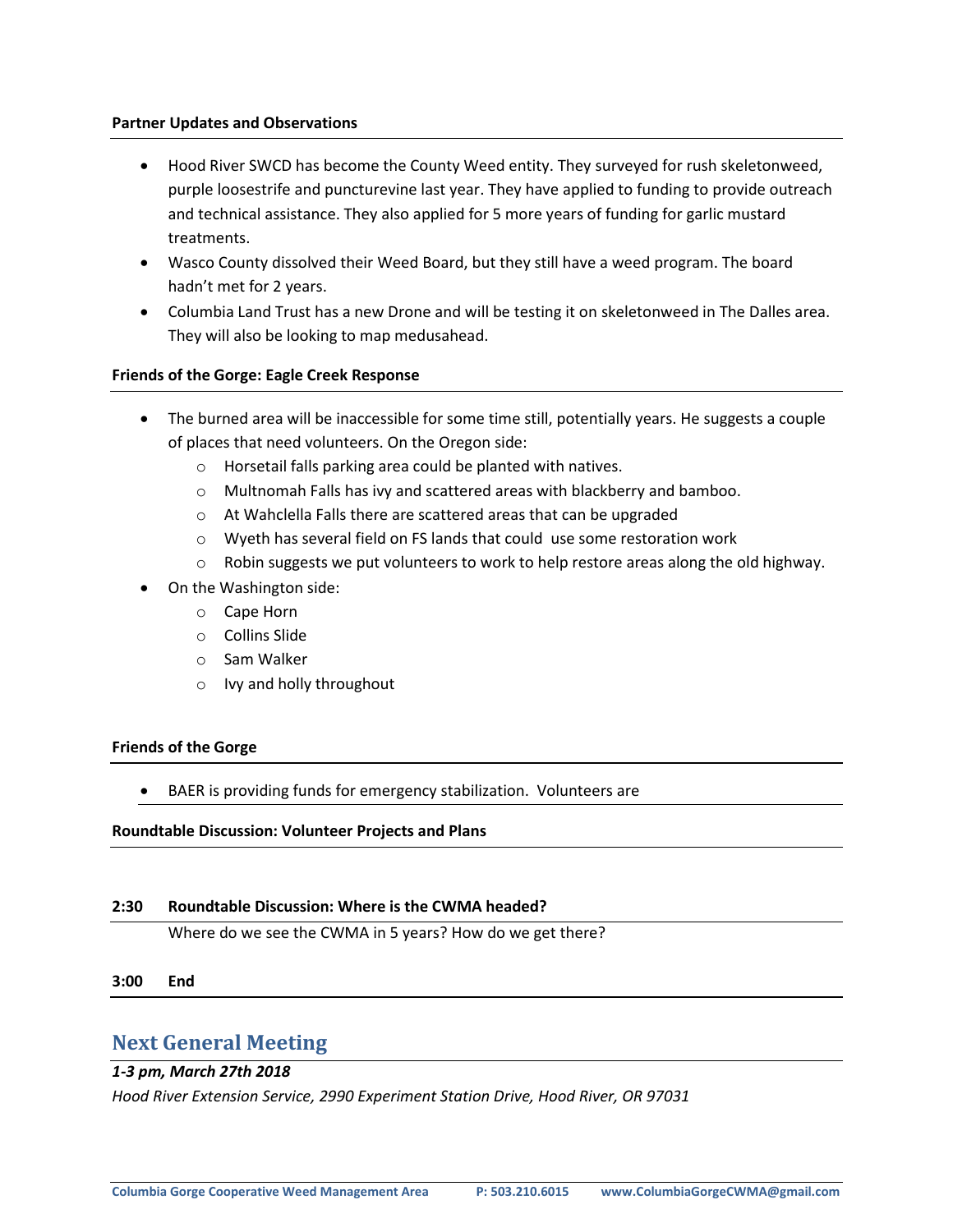**Partner Updates and Observations**

- Hood River SWCD has become the County Weed entity. They surveyed for rush skeletonweed, purple loosestrife and puncturevine last year. They have applied to funding to provide outreach and technical assistance. They also applied for 5 more years of funding for garlic mustard treatments.
- Wasco County dissolved their Weed Board, but they still have a weed program. The board hadn't met for 2 years.
- Columbia Land Trust has a new Drone and will be testing it on skeletonweed in The Dalles area. They will also be looking to map medusahead.

**Friends of the Gorge: Eagle Creek Response**

- The burned area will be inaccessible for some time still, potentially years. He suggests a couple of places that need volunteers. On the Oregon side:
  - Horsetail falls parking area could be planted with natives.
  - Multnomah Falls has ivy and scattered areas with blackberry and bamboo.
  - At Wahclella Falls there are scattered areas that can be upgraded
  - Wyeth has several field on FS lands that could use some restoration work
  - Robin suggests we put volunteers to work to help restore areas along the old highway.
- On the Washington side:
  - Cape Horn
  - Collins Slide
  - Sam Walker
  - Ivy and holly throughout

**Friends of the Gorge**

- BAER is providing funds for emergency stabilization. Volunteers are

**Roundtable Discussion: Volunteer Projects and Plans**

**2:30 Roundtable Discussion: Where is the CWMA headed?**

Where do we see the CWMA in 5 years? How do we get there?

**3:00 End**

## Next General Meeting

***1-3 pm, March 27th 2018***

*Hood River Extension Service, 2990 Experiment Station Drive, Hood River, OR 97031*